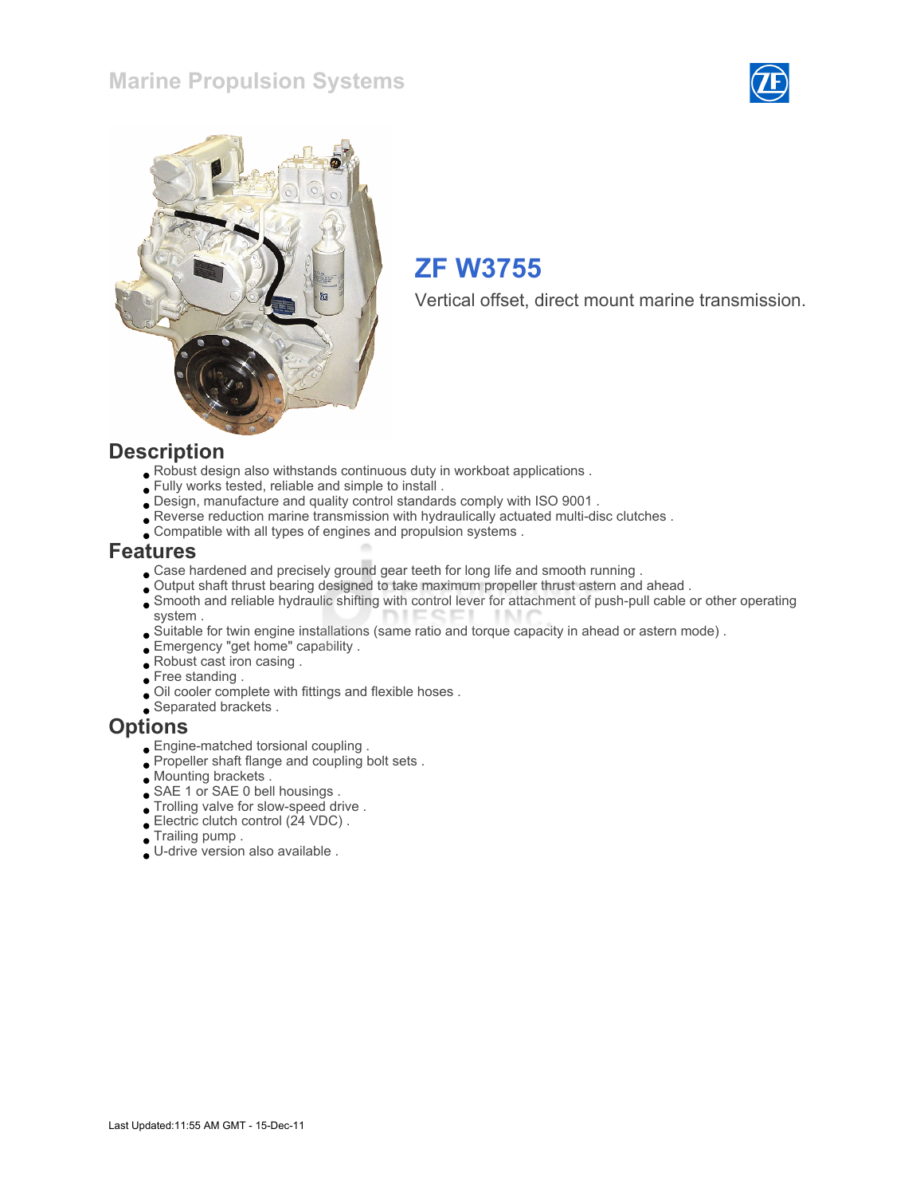# Marine Propulsion Systems

## ZF W3755

Vertical offset, direct mount marine transmission.

## Description

- Robust design also withstands continuous duty in workboat applications .
- Fully works tested, reliable and simple to install .
- Design, manufacture and quality control standards comply with ISO 9001 .
- Reverse reduction marine transmission with hydraulically actuated multi-disc clutches .
- Compatible with all types of engines and propulsion systems .

## Features

- Case hardened and precisely ground gear teeth for long life and smooth running .
- Output shaft thrust bearing designed to take maximum propeller thrust astern and ahead .
- Smooth and reliable hydraulic shifting with control lever for attachment of push-pull cable or other operating system .
- Suitable for twin engine installations (same ratio and torque capacity in ahead or astern mode) .
- Emergency "get home" capability .
- Robust cast iron casing .
- Free standing .
- Oil cooler complete with fittings and flexible hoses .
- Separated brackets .

## Options

- Engine-matched torsional coupling .
- Propeller shaft flange and coupling bolt sets .
- Mounting brackets .
- SAE 1 or SAE 0 bell housings .
- Trolling valve for slow-speed drive .
- Electric clutch control (24 VDC) .
- Trailing pump .
- U-drive version also available .

Last Updated:11:55 AM GMT - 15-Dec-11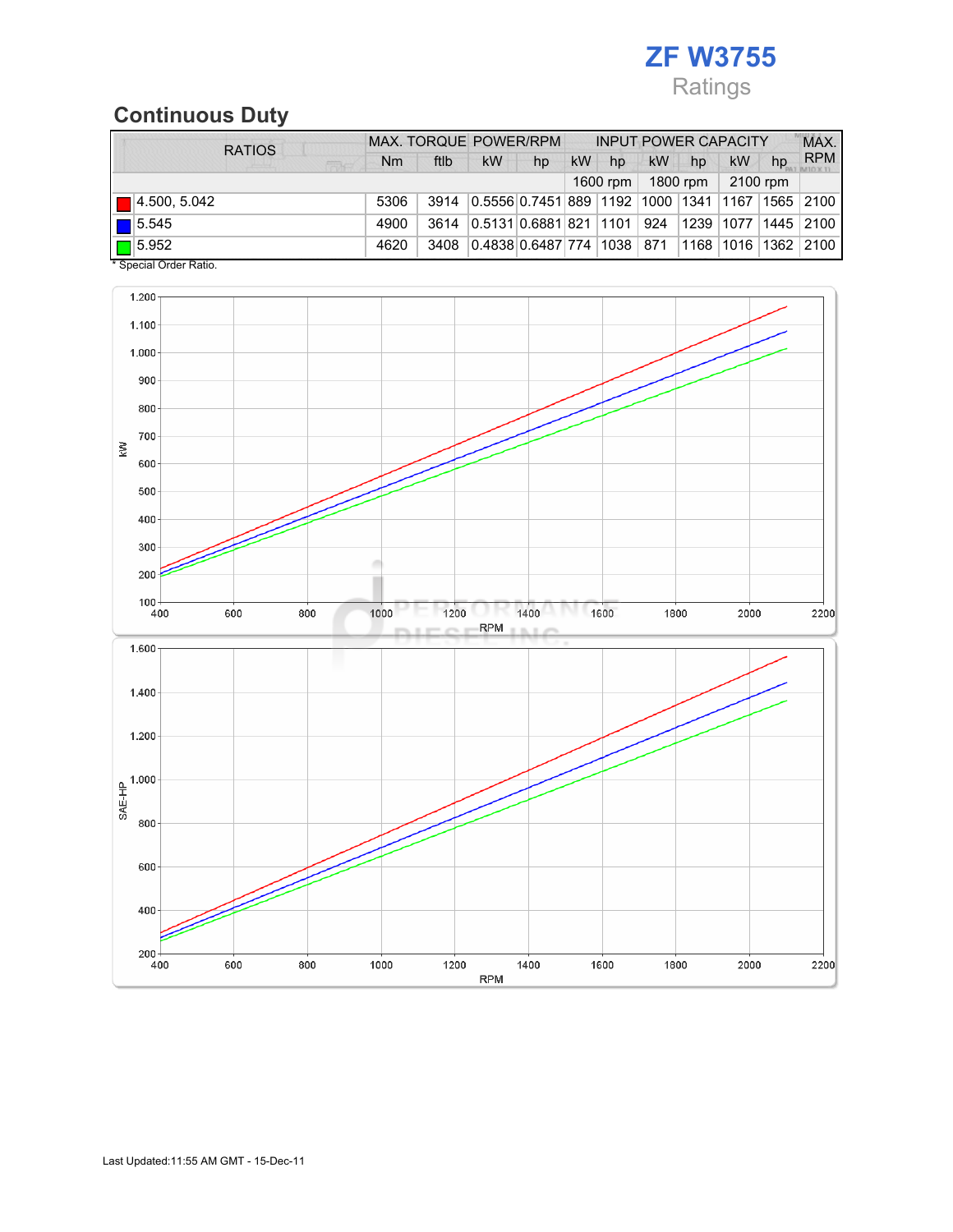# ZF W3755

Ratings

## Continuous Duty

| RATIOS | MAX. TORQUE | | POWER/RPM | | INPUT POWER CAPACITY | | | | | | MAX. RPM |
|---|---|---|---|---|---|---|---|---|---|---|---|
| | Nm | ftlb | kW | hp | kW | hp | kW | hp | kW | hp | |
| | | | | | 1600 rpm | | 1800 rpm | | 2100 rpm | | |
| 4.500, 5.042 | 5306 | 3914 | 0.5556 | 0.7451 | 889 | 1192 | 1000 | 1341 | 1167 | 1565 | 2100 |
| 5.545 | 4900 | 3614 | 0.5131 | 0.6881 | 821 | 1101 | 924 | 1239 | 1077 | 1445 | 2100 |
| 5.952 | 4620 | 3408 | 0.4838 | 0.6487 | 774 | 1038 | 871 | 1168 | 1016 | 1362 | 2100 |

\* Special Order Ratio.

Last Updated:11:55 AM GMT - 15-Dec-11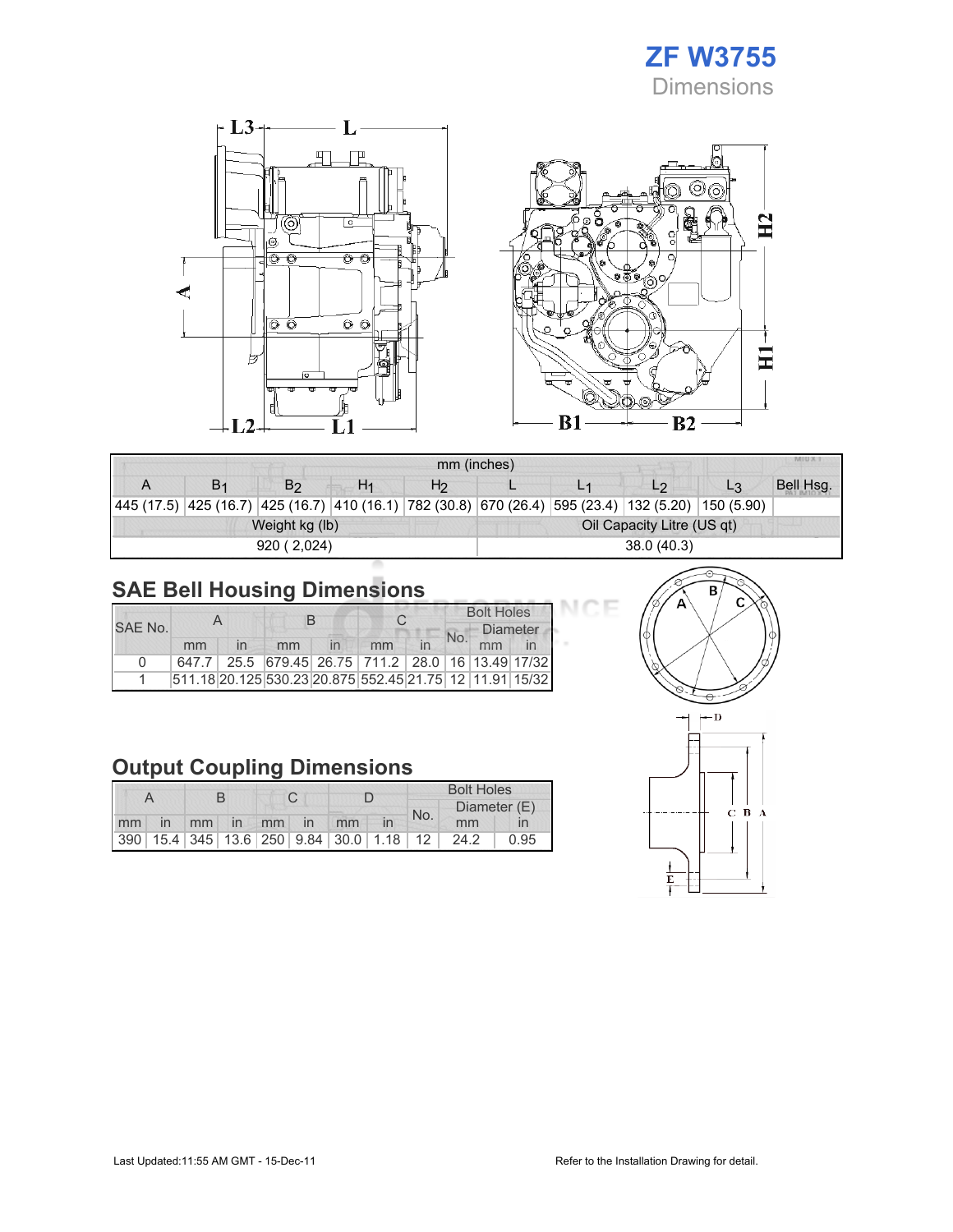# ZF W3755

## Dimensions

| mm (inches) | | | | | | | | | |
|---|---|---|---|---|---|---|---|---|---|
| A | $B_1$ | $B_2$ | $H_1$ | $H_2$ | L | $L_1$ | $L_2$ | $L_3$ | Bell Hsg. |
| 445 (17.5) | 425 (16.7) | 425 (16.7) | 410 (16.1) | 782 (30.8) | 670 (26.4) | 595 (23.4) | 132 (5.20) | 150 (5.90) | |
| Weight kg (lb) | | | | | Oil Capacity Litre (US qt) | | | | |
| 920 ( 2,024) | | | | | 38.0 (40.3) | | | | |

## SAE Bell Housing Dimensions

| SAE No. | A | | B | | C | | Bolt Holes | | |
|---|---|---|---|---|---|---|---|---|---|
| | | | | | | | No. | Diameter | |
| | mm | in | mm | in | mm | in | | mm | in |
| 0 | 647.7 | 25.5 | 679.45 | 26.75 | 711.2 | 28.0 | 16 | 13.49 | 17/32 |
| 1 | 511.18 | 20.125 | 530.23 | 20.875 | 552.45 | 21.75 | 12 | 11.91 | 15/32 |

## Output Coupling Dimensions

| A | | B | | C | | D | | Bolt Holes | | |
|---|---|---|---|---|---|---|---|---|---|---|
| | | | | | | | | No. | Diameter (E) | |
| mm | in | mm | in | mm | in | mm | in | | mm | in |
| 390 | 15.4 | 345 | 13.6 | 250 | 9.84 | 30.0 | 1.18 | 12 | 24.2 | 0.95 |

Last Updated:11:55 AM GMT - 15-Dec-11

Refer to the Installation Drawing for detail.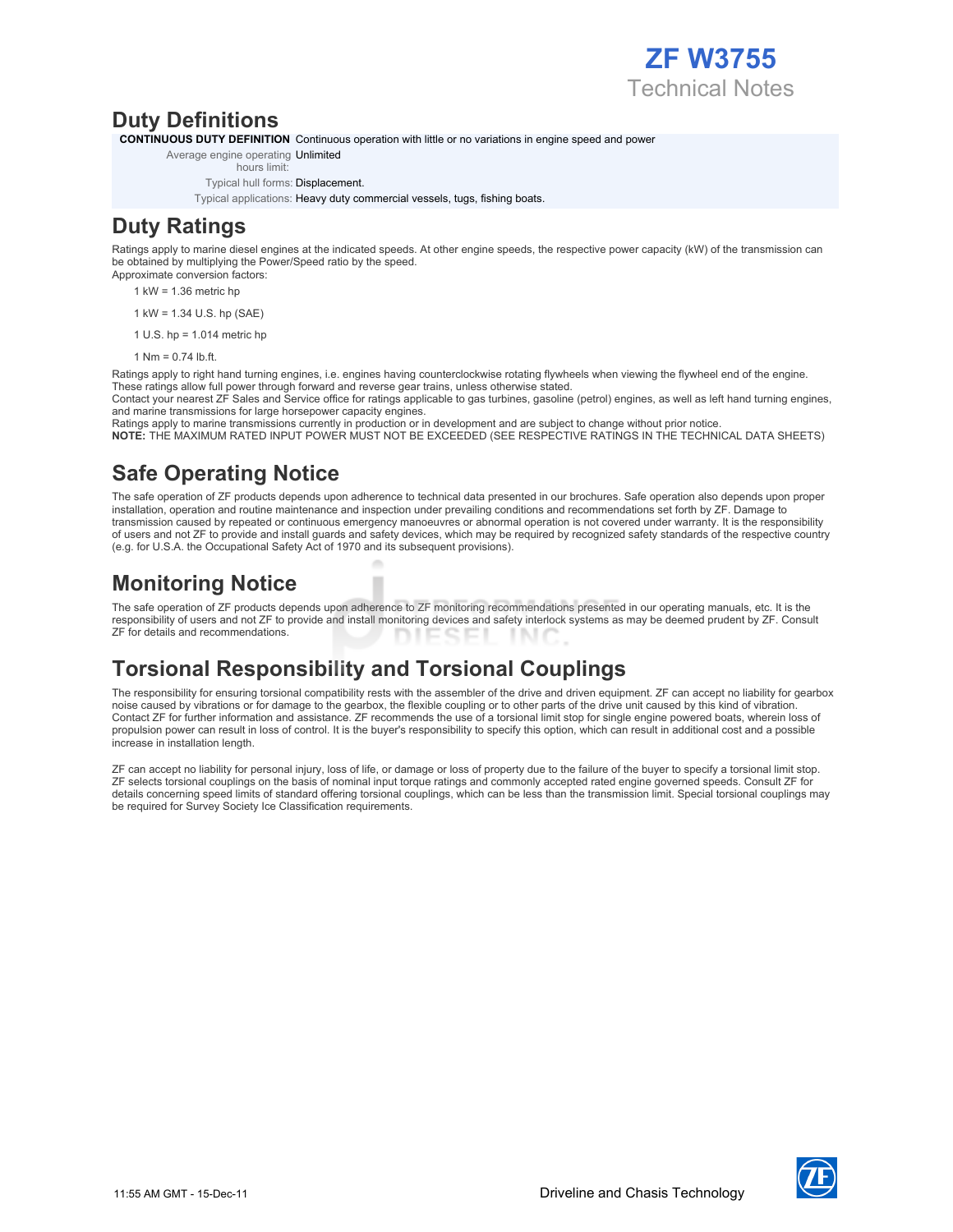# ZF W3755

## Technical Notes

## Duty Definitions

| | |
|---|---|
| **CONTINUOUS DUTY DEFINITION** | Continuous operation with little or no variations in engine speed and power |
| Average engine operating hours limit: | Unlimited |
| Typical hull forms: | Displacement. |
| Typical applications: | Heavy duty commercial vessels, tugs, fishing boats. |

## Duty Ratings

Ratings apply to marine diesel engines at the indicated speeds. At other engine speeds, the respective power capacity (kW) of the transmission can be obtained by multiplying the Power/Speed ratio by the speed.
Approximate conversion factors:

- 1 kW = 1.36 metric hp
- 1 kW = 1.34 U.S. hp (SAE)
- 1 U.S. hp = 1.014 metric hp
- 1 Nm = 0.74 lb.ft.

Ratings apply to right hand turning engines, i.e. engines having counterclockwise rotating flywheels when viewing the flywheel end of the engine. These ratings allow full power through forward and reverse gear trains, unless otherwise stated.
Contact your nearest ZF Sales and Service office for ratings applicable to gas turbines, gasoline (petrol) engines, as well as left hand turning engines, and marine transmissions for large horsepower capacity engines.
Ratings apply to marine transmissions currently in production or in development and are subject to change without prior notice.
**NOTE:** THE MAXIMUM RATED INPUT POWER MUST NOT BE EXCEEDED (SEE RESPECTIVE RATINGS IN THE TECHNICAL DATA SHEETS)

## Safe Operating Notice

The safe operation of ZF products depends upon adherence to technical data presented in our brochures. Safe operation also depends upon proper installation, operation and routine maintenance and inspection under prevailing conditions and recommendations set forth by ZF. Damage to transmission caused by repeated or continuous emergency manoeuvres or abnormal operation is not covered under warranty. It is the responsibility of users and not ZF to provide and install guards and safety devices, which may be required by recognized safety standards of the respective country (e.g. for U.S.A. the Occupational Safety Act of 1970 and its subsequent provisions).

## Monitoring Notice

The safe operation of ZF products depends upon adherence to ZF monitoring recommendations presented in our operating manuals, etc. It is the responsibility of users and not ZF to provide and install monitoring devices and safety interlock systems as may be deemed prudent by ZF. Consult ZF for details and recommendations.

## Torsional Responsibility and Torsional Couplings

The responsibility for ensuring torsional compatibility rests with the assembler of the drive and driven equipment. ZF can accept no liability for gearbox noise caused by vibrations or for damage to the gearbox, the flexible coupling or to other parts of the drive unit caused by this kind of vibration. Contact ZF for further information and assistance. ZF recommends the use of a torsional limit stop for single engine powered boats, wherein loss of propulsion power can result in loss of control. It is the buyer's responsibility to specify this option, which can result in additional cost and a possible increase in installation length.

ZF can accept no liability for personal injury, loss of life, or damage or loss of property due to the failure of the buyer to specify a torsional limit stop. ZF selects torsional couplings on the basis of nominal input torque ratings and commonly accepted rated engine governed speeds. Consult ZF for details concerning speed limits of standard offering torsional couplings, which can be less than the transmission limit. Special torsional couplings may be required for Survey Society Ice Classification requirements.